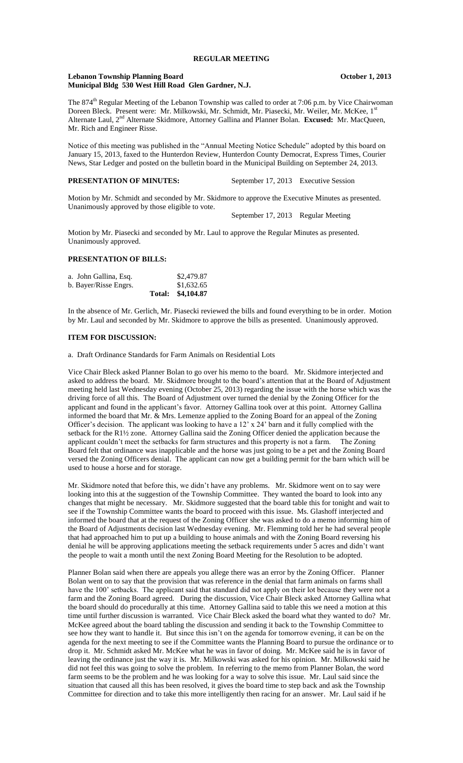# REGULAR MEETING

**Lebanon Township Planning Board** **October 1, 2013**
**Municipal Bldg 530 West Hill Road Glen Gardner, N.J.**

The 874[th] Regular Meeting of the Lebanon Township was called to order at 7:06 p.m. by Vice Chairwoman Doreen Bleck. Present were: Mr. Milkowski, Mr. Schmidt, Mr. Piasecki, Mr. Weiler, Mr. McKee, 1[st] Alternate Laul, 2[nd] Alternate Skidmore, Attorney Gallina and Planner Bolan. **Excused:** Mr. MacQueen, Mr. Rich and Engineer Risse.

Notice of this meeting was published in the "Annual Meeting Notice Schedule" adopted by this board on January 15, 2013, faxed to the Hunterdon Review, Hunterdon County Democrat, Express Times, Courier News, Star Ledger and posted on the bulletin board in the Municipal Building on September 24, 2013.

**PRESENTATION OF MINUTES:** September 17, 2013 Executive Session

Motion by Mr. Schmidt and seconded by Mr. Skidmore to approve the Executive Minutes as presented. Unanimously approved by those eligible to vote.

September 17, 2013 Regular Meeting

Motion by Mr. Piasecki and seconded by Mr. Laul to approve the Regular Minutes as presented. Unanimously approved.

**PRESENTATION OF BILLS:**

| | | |
|---|---|---|
| a. John Gallina, Esq. | | \$2,479.87 |
| b. Bayer/Risse Engrs. | | \$1,632.65 |
| | **Total:** | **\$4,104.87** |

In the absence of Mr. Gerlich, Mr. Piasecki reviewed the bills and found everything to be in order. Motion by Mr. Laul and seconded by Mr. Skidmore to approve the bills as presented. Unanimously approved.

**ITEM FOR DISCUSSION:**

a. Draft Ordinance Standards for Farm Animals on Residential Lots

Vice Chair Bleck asked Planner Bolan to go over his memo to the board. Mr. Skidmore interjected and asked to address the board. Mr. Skidmore brought to the board's attention that at the Board of Adjustment meeting held last Wednesday evening (October 25, 2013) regarding the issue with the horse which was the driving force of all this. The Board of Adjustment over turned the denial by the Zoning Officer for the applicant and found in the applicant's favor. Attorney Gallina took over at this point. Attorney Gallina informed the board that Mr. & Mrs. Lemenze applied to the Zoning Board for an appeal of the Zoning Officer's decision. The applicant was looking to have a 12' x 24' barn and it fully complied with the setback for the R1½ zone. Attorney Gallina said the Zoning Officer denied the application because the applicant couldn't meet the setbacks for farm structures and this property is not a farm. The Zoning Board felt that ordinance was inapplicable and the horse was just going to be a pet and the Zoning Board versed the Zoning Officers denial. The applicant can now get a building permit for the barn which will be used to house a horse and for storage.

Mr. Skidmore noted that before this, we didn't have any problems. Mr. Skidmore went on to say were looking into this at the suggestion of the Township Committee. They wanted the board to look into any changes that might be necessary. Mr. Skidmore suggested that the board table this for tonight and wait to see if the Township Committee wants the board to proceed with this issue. Ms. Glashoff interjected and informed the board that at the request of the Zoning Officer she was asked to do a memo informing him of the Board of Adjustments decision last Wednesday evening. Mr. Flemming told her he had several people that had approached him to put up a building to house animals and with the Zoning Board reversing his denial he will be approving applications meeting the setback requirements under 5 acres and didn't want the people to wait a month until the next Zoning Board Meeting for the Resolution to be adopted.

Planner Bolan said when there are appeals you allege there was an error by the Zoning Officer. Planner Bolan went on to say that the provision that was reference in the denial that farm animals on farms shall have the 100' setbacks. The applicant said that standard did not apply on their lot because they were not a farm and the Zoning Board agreed. During the discussion, Vice Chair Bleck asked Attorney Gallina what the board should do procedurally at this time. Attorney Gallina said to table this we need a motion at this time until further discussion is warranted. Vice Chair Bleck asked the board what they wanted to do? Mr. McKee agreed about the board tabling the discussion and sending it back to the Township Committee to see how they want to handle it. But since this isn't on the agenda for tomorrow evening, it can be on the agenda for the next meeting to see if the Committee wants the Planning Board to pursue the ordinance or to drop it. Mr. Schmidt asked Mr. McKee what he was in favor of doing. Mr. McKee said he is in favor of leaving the ordinance just the way it is. Mr. Milkowski was asked for his opinion. Mr. Milkowski said he did not feel this was going to solve the problem. In referring to the memo from Planner Bolan, the word farm seems to be the problem and he was looking for a way to solve this issue. Mr. Laul said since the situation that caused all this has been resolved, it gives the board time to step back and ask the Township Committee for direction and to take this more intelligently then racing for an answer. Mr. Laul said if he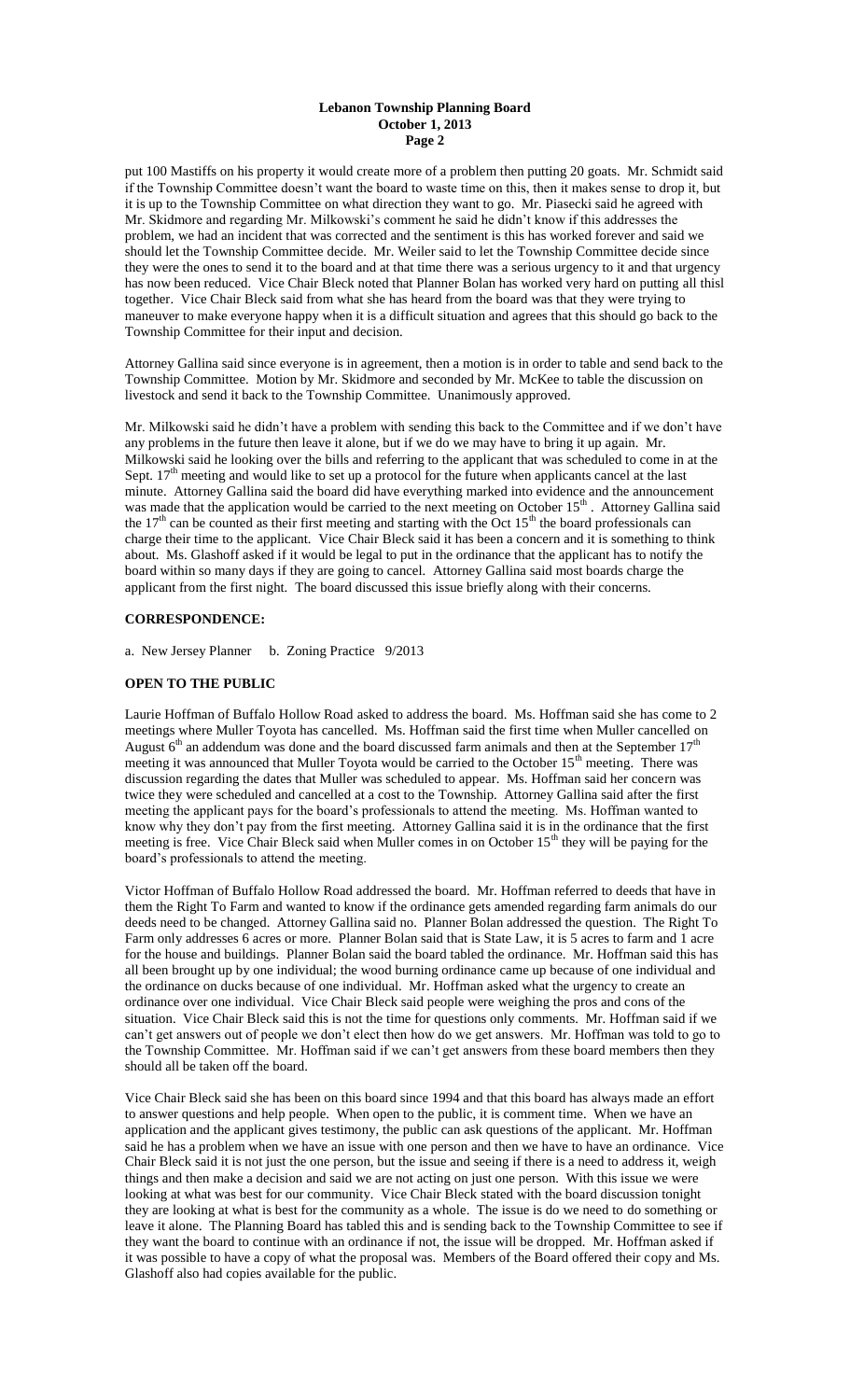put 100 Mastiffs on his property it would create more of a problem then putting 20 goats. Mr. Schmidt said if the Township Committee doesn't want the board to waste time on this, then it makes sense to drop it, but it is up to the Township Committee on what direction they want to go. Mr. Piasecki said he agreed with Mr. Skidmore and regarding Mr. Milkowski's comment he said he didn't know if this addresses the problem, we had an incident that was corrected and the sentiment is this has worked forever and said we should let the Township Committee decide. Mr. Weiler said to let the Township Committee decide since they were the ones to send it to the board and at that time there was a serious urgency to it and that urgency has now been reduced. Vice Chair Bleck noted that Planner Bolan has worked very hard on putting all thisl together. Vice Chair Bleck said from what she has heard from the board was that they were trying to maneuver to make everyone happy when it is a difficult situation and agrees that this should go back to the Township Committee for their input and decision.

Attorney Gallina said since everyone is in agreement, then a motion is in order to table and send back to the Township Committee. Motion by Mr. Skidmore and seconded by Mr. McKee to table the discussion on livestock and send it back to the Township Committee. Unanimously approved.

Mr. Milkowski said he didn't have a problem with sending this back to the Committee and if we don't have any problems in the future then leave it alone, but if we do we may have to bring it up again. Mr. Milkowski said he looking over the bills and referring to the applicant that was scheduled to come in at the Sept. 17th meeting and would like to set up a protocol for the future when applicants cancel at the last minute. Attorney Gallina said the board did have everything marked into evidence and the announcement was made that the application would be carried to the next meeting on October 15th . Attorney Gallina said the 17th can be counted as their first meeting and starting with the Oct 15th the board professionals can charge their time to the applicant. Vice Chair Bleck said it has been a concern and it is something to think about. Ms. Glashoff asked if it would be legal to put in the ordinance that the applicant has to notify the board within so many days if they are going to cancel. Attorney Gallina said most boards charge the applicant from the first night. The board discussed this issue briefly along with their concerns.

**CORRESPONDENCE:**

a. New Jersey Planner    b. Zoning Practice 9/2013

**OPEN TO THE PUBLIC**

Laurie Hoffman of Buffalo Hollow Road asked to address the board. Ms. Hoffman said she has come to 2 meetings where Muller Toyota has cancelled. Ms. Hoffman said the first time when Muller cancelled on August 6th an addendum was done and the board discussed farm animals and then at the September 17th meeting it was announced that Muller Toyota would be carried to the October 15th meeting. There was discussion regarding the dates that Muller was scheduled to appear. Ms. Hoffman said her concern was twice they were scheduled and cancelled at a cost to the Township. Attorney Gallina said after the first meeting the applicant pays for the board's professionals to attend the meeting. Ms. Hoffman wanted to know why they don't pay from the first meeting. Attorney Gallina said it is in the ordinance that the first meeting is free. Vice Chair Bleck said when Muller comes in on October 15th they will be paying for the board's professionals to attend the meeting.

Victor Hoffman of Buffalo Hollow Road addressed the board. Mr. Hoffman referred to deeds that have in them the Right To Farm and wanted to know if the ordinance gets amended regarding farm animals do our deeds need to be changed. Attorney Gallina said no. Planner Bolan addressed the question. The Right To Farm only addresses 6 acres or more. Planner Bolan said that is State Law, it is 5 acres to farm and 1 acre for the house and buildings. Planner Bolan said the board tabled the ordinance. Mr. Hoffman said this has all been brought up by one individual; the wood burning ordinance came up because of one individual and the ordinance on ducks because of one individual. Mr. Hoffman asked what the urgency to create an ordinance over one individual. Vice Chair Bleck said people were weighing the pros and cons of the situation. Vice Chair Bleck said this is not the time for questions only comments. Mr. Hoffman said if we can't get answers out of people we don't elect then how do we get answers. Mr. Hoffman was told to go to the Township Committee. Mr. Hoffman said if we can't get answers from these board members then they should all be taken off the board.

Vice Chair Bleck said she has been on this board since 1994 and that this board has always made an effort to answer questions and help people. When open to the public, it is comment time. When we have an application and the applicant gives testimony, the public can ask questions of the applicant. Mr. Hoffman said he has a problem when we have an issue with one person and then we have to have an ordinance. Vice Chair Bleck said it is not just the one person, but the issue and seeing if there is a need to address it, weigh things and then make a decision and said we are not acting on just one person. With this issue we were looking at what was best for our community. Vice Chair Bleck stated with the board discussion tonight they are looking at what is best for the community as a whole. The issue is do we need to do something or leave it alone. The Planning Board has tabled this and is sending back to the Township Committee to see if they want the board to continue with an ordinance if not, the issue will be dropped. Mr. Hoffman asked if it was possible to have a copy of what the proposal was. Members of the Board offered their copy and Ms. Glashoff also had copies available for the public.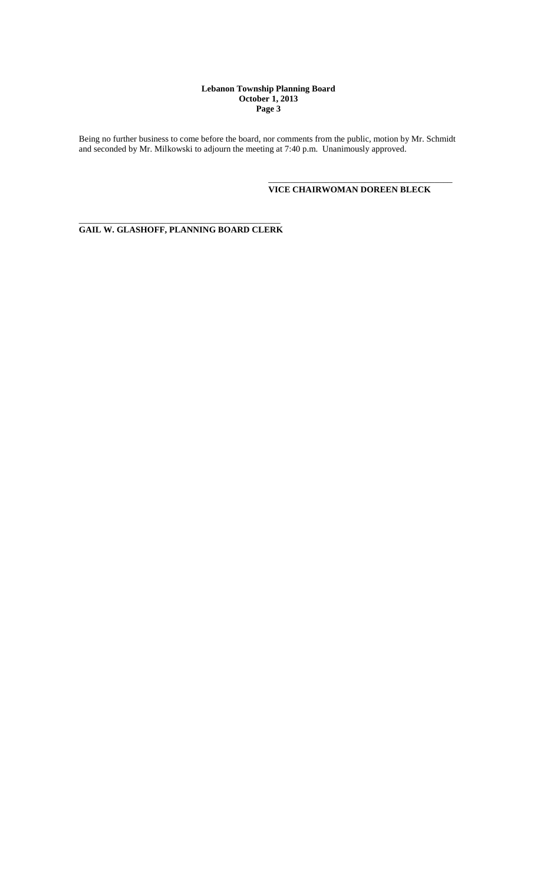Being no further business to come before the board, nor comments from the public, motion by Mr. Schmidt and seconded by Mr. Milkowski to adjourn the meeting at 7:40 p.m. Unanimously approved.

\_\_\_\_\_\_\_\_\_\_\_\_\_\_\_\_\_\_\_\_\_\_\_\_\_\_\_\_\_\_\_\_\_\_\_\_\_\_\_\_

**VICE CHAIRWOMAN DOREEN BLECK**

\_\_\_\_\_\_\_\_\_\_\_\_\_\_\_\_\_\_\_\_\_\_\_\_\_\_\_\_\_\_\_\_\_\_\_\_\_\_\_\_

**GAIL W. GLASHOFF, PLANNING BOARD CLERK**